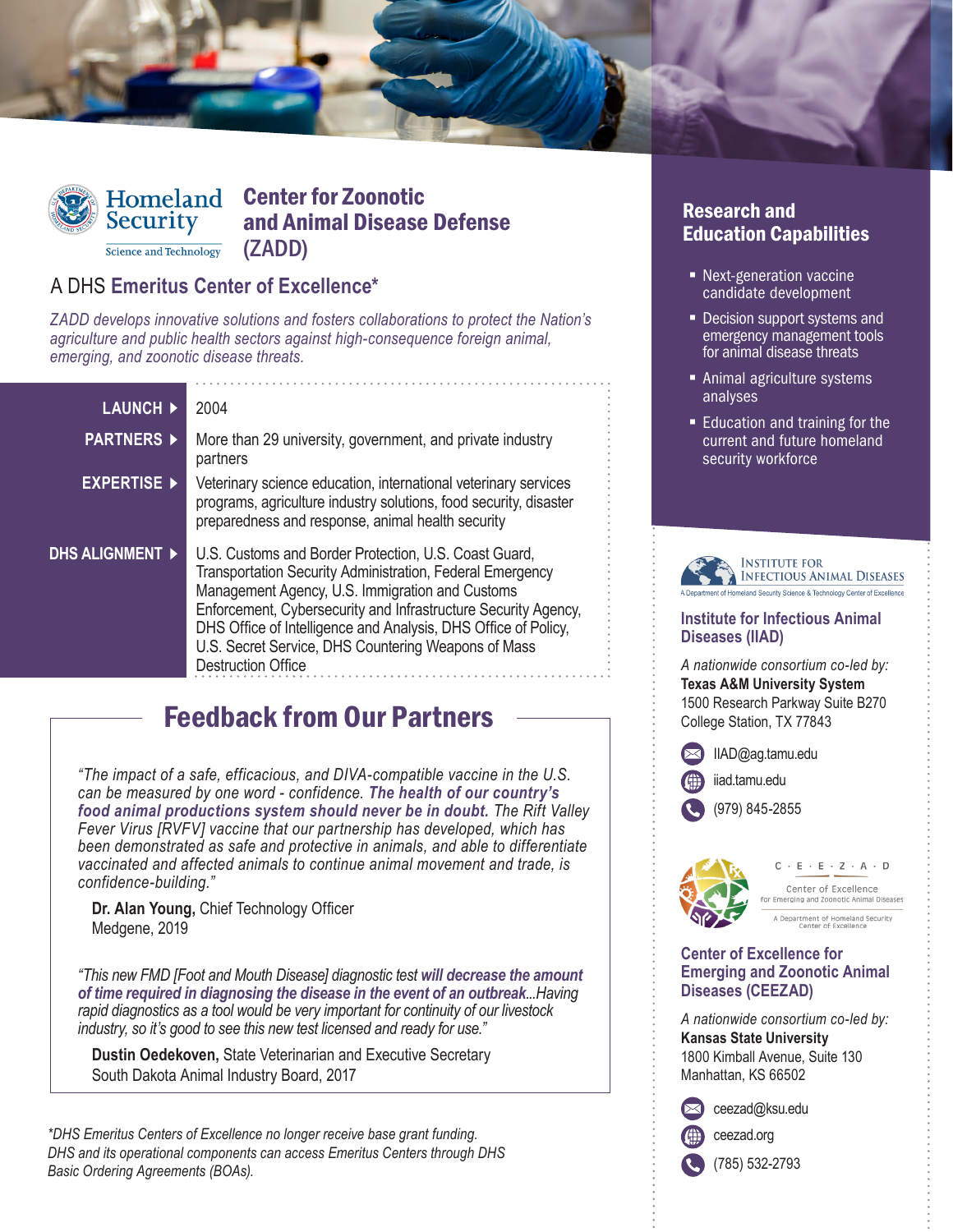Homeland Security
Science and Technology

# Center for Zoonotic and Animal Disease Defense (ZADD)

## A DHS **Emeritus Center of Excellence***

*ZADD develops innovative solutions and fosters collaborations to protect the Nation's agriculture and public health sectors against high-consequence foreign animal, emerging, and zoonotic disease threats.*

| | |
|---|---|
| **LAUNCH** | 2004 |
| **PARTNERS** | More than 29 university, government, and private industry partners |
| **EXPERTISE** | Veterinary science education, international veterinary services programs, agriculture industry solutions, food security, disaster preparedness and response, animal health security |
| **DHS ALIGNMENT** | U.S. Customs and Border Protection, U.S. Coast Guard, Transportation Security Administration, Federal Emergency Management Agency, U.S. Immigration and Customs Enforcement, Cybersecurity and Infrastructure Security Agency, DHS Office of Intelligence and Analysis, DHS Office of Policy, U.S. Secret Service, DHS Countering Weapons of Mass Destruction Office |

## Feedback from Our Partners

*"The impact of a safe, efficacious, and DIVA-compatible vaccine in the U.S. can be measured by one word - confidence. **The health of our country's food animal productions system should never be in doubt.** The Rift Valley Fever Virus [RVFV] vaccine that our partnership has developed, which has been demonstrated as safe and protective in animals, and able to differentiate vaccinated and affected animals to continue animal movement and trade, is confidence-building."*

**Dr. Alan Young,** Chief Technology Officer
Medgene, 2019

*"This new FMD [Foot and Mouth Disease] diagnostic test **will decrease the amount of time required in diagnosing the disease in the event of an outbreak**...Having rapid diagnostics as a tool would be very important for continuity of our livestock industry, so it's good to see this new test licensed and ready for use."*

**Dustin Oedekoven,** State Veterinarian and Executive Secretary
South Dakota Animal Industry Board, 2017

*\*DHS Emeritus Centers of Excellence no longer receive base grant funding. DHS and its operational components can access Emeritus Centers through DHS Basic Ordering Agreements (BOAs).*

## Research and Education Capabilities

- Next-generation vaccine candidate development
- Decision support systems and emergency management tools for animal disease threats
- Animal agriculture systems analyses
- Education and training for the current and future homeland security workforce

Institute for Infectious Animal Diseases
A Department of Homeland Security Science & Technology Center of Excellence

### Institute for Infectious Animal Diseases (IIAD)

*A nationwide consortium co-led by:*
**Texas A&M University System**
1500 Research Parkway Suite B270
College Station, TX 77843

IIAD@ag.tamu.edu
iiad.tamu.edu
(979) 845-2855

C · E · E · Z · A · D
Center of Excellence for Emerging and Zoonotic Animal Diseases
A Department of Homeland Security Center of Excellence

### Center of Excellence for Emerging and Zoonotic Animal Diseases (CEEZAD)

*A nationwide consortium co-led by:*
**Kansas State University**
1800 Kimball Avenue, Suite 130
Manhattan, KS 66502

ceezad@ksu.edu
ceezad.org
(785) 532-2793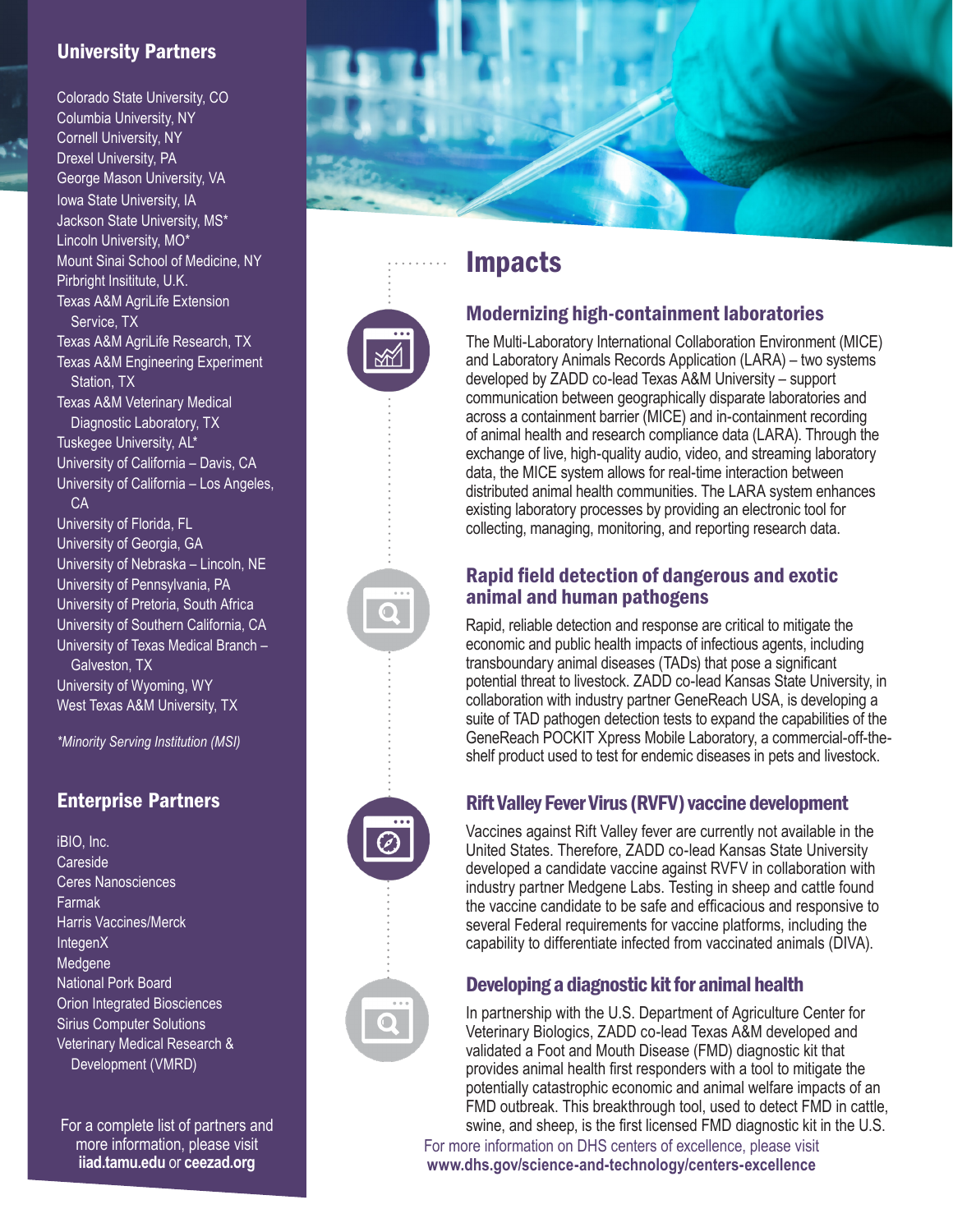## University Partners

Colorado State University, CO
Columbia University, NY
Cornell University, NY
Drexel University, PA
George Mason University, VA
Iowa State University, IA
Jackson State University, MS*
Lincoln University, MO*
Mount Sinai School of Medicine, NY
Pirbright Insititute, U.K.
Texas A&M AgriLife Extension Service, TX
Texas A&M AgriLife Research, TX
Texas A&M Engineering Experiment Station, TX
Texas A&M Veterinary Medical Diagnostic Laboratory, TX
Tuskegee University, AL*
University of California – Davis, CA
University of California – Los Angeles, CA
University of Florida, FL
University of Georgia, GA
University of Nebraska – Lincoln, NE
University of Pennsylvania, PA
University of Pretoria, South Africa
University of Southern California, CA
University of Texas Medical Branch – Galveston, TX
University of Wyoming, WY
West Texas A&M University, TX

*Minority Serving Institution (MSI)*

## Enterprise Partners

iBIO, Inc.
Careside
Ceres Nanosciences
Farmak
Harris Vaccines/Merck
IntegenX
Medgene
National Pork Board
Orion Integrated Biosciences
Sirius Computer Solutions
Veterinary Medical Research & Development (VMRD)

For a complete list of partners and more information, please visit **iiad.tamu.edu** or **ceezad.org**

# Impacts

## Modernizing high-containment laboratories

The Multi-Laboratory International Collaboration Environment (MICE) and Laboratory Animals Records Application (LARA) – two systems developed by ZADD co-lead Texas A&M University – support communication between geographically disparate laboratories and across a containment barrier (MICE) and in-containment recording of animal health and research compliance data (LARA). Through the exchange of live, high-quality audio, video, and streaming laboratory data, the MICE system allows for real-time interaction between distributed animal health communities. The LARA system enhances existing laboratory processes by providing an electronic tool for collecting, managing, monitoring, and reporting research data.

## Rapid field detection of dangerous and exotic animal and human pathogens

Rapid, reliable detection and response are critical to mitigate the economic and public health impacts of infectious agents, including transboundary animal diseases (TADs) that pose a significant potential threat to livestock. ZADD co-lead Kansas State University, in collaboration with industry partner GeneReach USA, is developing a suite of TAD pathogen detection tests to expand the capabilities of the GeneReach POCKIT Xpress Mobile Laboratory, a commercial-off-the-shelf product used to test for endemic diseases in pets and livestock.

## Rift Valley Fever Virus (RVFV) vaccine development

Vaccines against Rift Valley fever are currently not available in the United States. Therefore, ZADD co-lead Kansas State University developed a candidate vaccine against RVFV in collaboration with industry partner Medgene Labs. Testing in sheep and cattle found the vaccine candidate to be safe and efficacious and responsive to several Federal requirements for vaccine platforms, including the capability to differentiate infected from vaccinated animals (DIVA).

## Developing a diagnostic kit for animal health

In partnership with the U.S. Department of Agriculture Center for Veterinary Biologics, ZADD co-lead Texas A&M developed and validated a Foot and Mouth Disease (FMD) diagnostic kit that provides animal health first responders with a tool to mitigate the potentially catastrophic economic and animal welfare impacts of an FMD outbreak. This breakthrough tool, used to detect FMD in cattle, swine, and sheep, is the first licensed FMD diagnostic kit in the U.S.

For more information on DHS centers of excellence, please visit **www.dhs.gov/science-and-technology/centers-excellence**